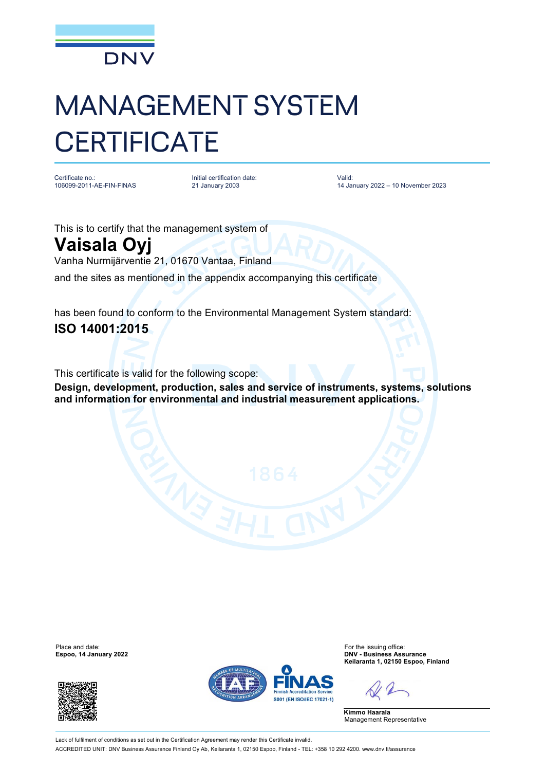DNV

# MANAGEMENT SYSTEM CERTIFICATE

| Certificate no.: | Initial certification date: | Valid: |
|---|---|---|
| 106099-2011-AE-FIN-FINAS | 21 January 2003 | 14 January 2022 – 10 November 2023 |

This is to certify that the management system of

## Vaisala Oyj

Vanha Nurmijärventie 21, 01670 Vantaa, Finland

and the sites as mentioned in the appendix accompanying this certificate

has been found to conform to the Environmental Management System standard:

## ISO 14001:2015

This certificate is valid for the following scope:

**Design, development, production, sales and service of instruments, systems, solutions and information for environmental and industrial measurement applications.**

Place and date:
**Espoo, 14 January 2022**

For the issuing office:
**DNV - Business Assurance**
**Keilaranta 1, 02150 Espoo, Finland**

FINAS Finnish Accreditation Service S001 (EN ISO/IEC 17021-1)

**Kimmo Haarala**
Management Representative

Lack of fulfilment of conditions as set out in the Certification Agreement may render this Certificate invalid.

ACCREDITED UNIT: DNV Business Assurance Finland Oy Ab, Keilaranta 1, 02150 Espoo, Finland - TEL: +358 10 292 4200. www.dnv.fi/assurance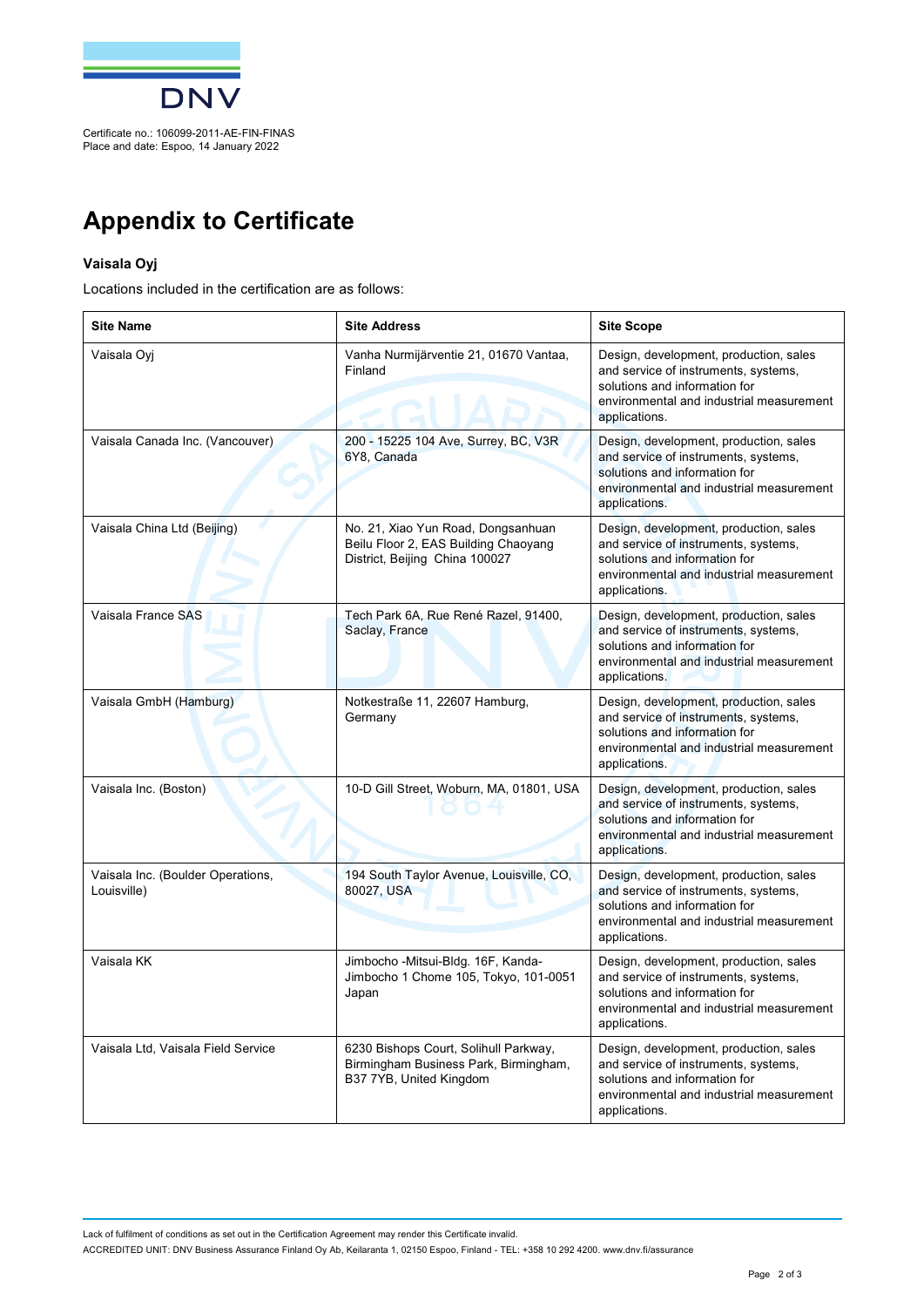Certificate no.: 106099-2011-AE-FIN-FINAS
Place and date: Espoo, 14 January 2022

# Appendix to Certificate

**Vaisala Oyj**

Locations included in the certification are as follows:

| Site Name | Site Address | Site Scope |
|---|---|---|
| Vaisala Oyj | Vanha Nurmijärventie 21, 01670 Vantaa, Finland | Design, development, production, sales and service of instruments, systems, solutions and information for environmental and industrial measurement applications. |
| Vaisala Canada Inc. (Vancouver) | 200 - 15225 104 Ave, Surrey, BC, V3R 6Y8, Canada | Design, development, production, sales and service of instruments, systems, solutions and information for environmental and industrial measurement applications. |
| Vaisala China Ltd (Beijing) | No. 21, Xiao Yun Road, Dongsanhuan Beilu Floor 2, EAS Building Chaoyang District, Beijing China 100027 | Design, development, production, sales and service of instruments, systems, solutions and information for environmental and industrial measurement applications. |
| Vaisala France SAS | Tech Park 6A, Rue René Razel, 91400, Saclay, France | Design, development, production, sales and service of instruments, systems, solutions and information for environmental and industrial measurement applications. |
| Vaisala GmbH (Hamburg) | Notkestraße 11, 22607 Hamburg, Germany | Design, development, production, sales and service of instruments, systems, solutions and information for environmental and industrial measurement applications. |
| Vaisala Inc. (Boston) | 10-D Gill Street, Woburn, MA, 01801, USA | Design, development, production, sales and service of instruments, systems, solutions and information for environmental and industrial measurement applications. |
| Vaisala Inc. (Boulder Operations, Louisville) | 194 South Taylor Avenue, Louisville, CO, 80027, USA | Design, development, production, sales and service of instruments, systems, solutions and information for environmental and industrial measurement applications. |
| Vaisala KK | Jimbocho -Mitsui-Bldg. 16F, Kanda-Jimbocho 1 Chome 105, Tokyo, 101-0051 Japan | Design, development, production, sales and service of instruments, systems, solutions and information for environmental and industrial measurement applications. |
| Vaisala Ltd, Vaisala Field Service | 6230 Bishops Court, Solihull Parkway, Birmingham Business Park, Birmingham, B37 7YB, United Kingdom | Design, development, production, sales and service of instruments, systems, solutions and information for environmental and industrial measurement applications. |

Lack of fulfilment of conditions as set out in the Certification Agreement may render this Certificate invalid.

ACCREDITED UNIT: DNV Business Assurance Finland Oy Ab, Keilaranta 1, 02150 Espoo, Finland - TEL: +358 10 292 4200. www.dnv.fi/assurance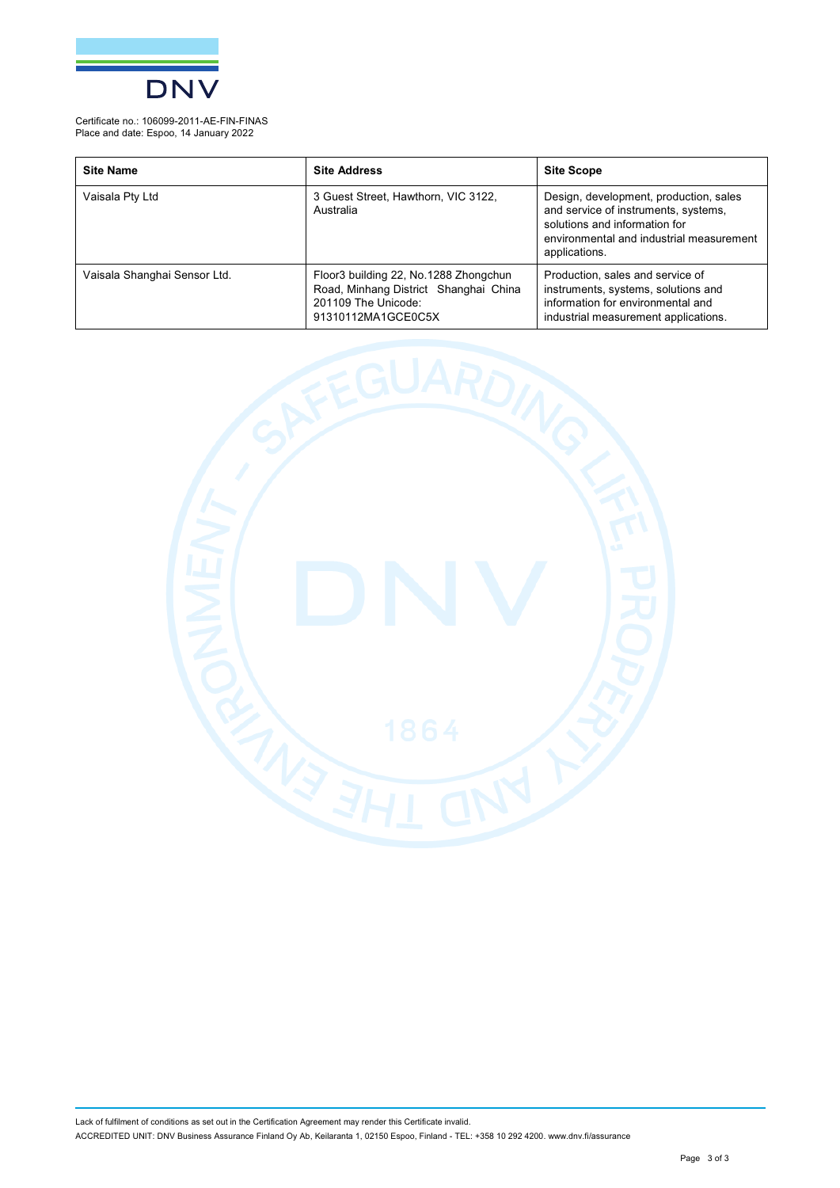Certificate no.: 106099-2011-AE-FIN-FINAS
Place and date: Espoo, 14 January 2022

| Site Name | Site Address | Site Scope |
|---|---|---|
| Vaisala Pty Ltd | 3 Guest Street, Hawthorn, VIC 3122, Australia | Design, development, production, sales and service of instruments, systems, solutions and information for environmental and industrial measurement applications. |
| Vaisala Shanghai Sensor Ltd. | Floor3 building 22, No.1288 Zhongchun Road, Minhang District Shanghai China 201109 The Unicode: 91310112MA1GCE0C5X | Production, sales and service of instruments, systems, solutions and information for environmental and industrial measurement applications. |

Lack of fulfilment of conditions as set out in the Certification Agreement may render this Certificate invalid.

ACCREDITED UNIT: DNV Business Assurance Finland Oy Ab, Keilaranta 1, 02150 Espoo, Finland - TEL: +358 10 292 4200. www.dnv.fi/assurance